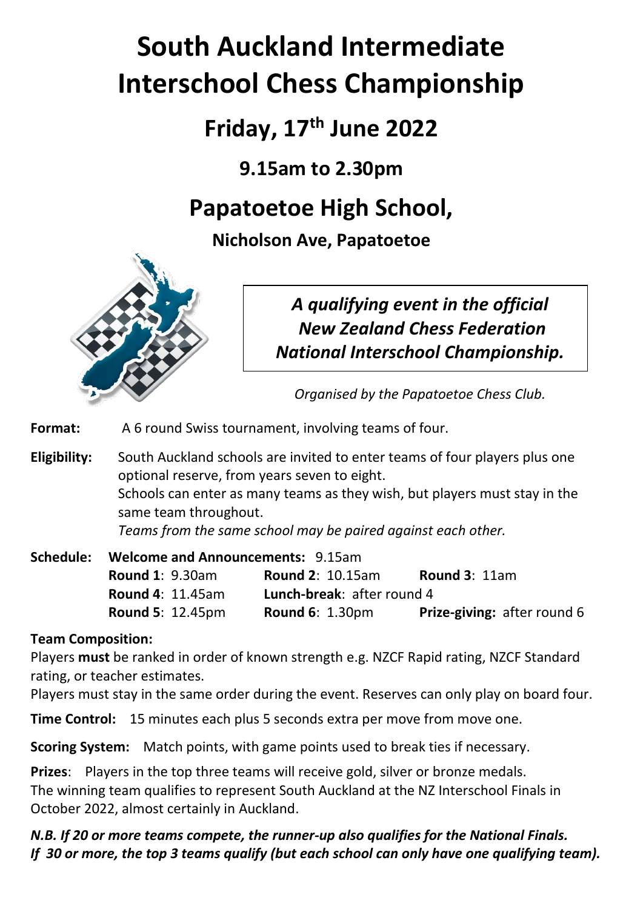# South Auckland Intermediate Interschool Chess Championship

## Friday, 17th June 2022

### 9.15am to 2.30pm

## Papatoetoe High School,

### Nicholson Ave, Papatoetoe

***A qualifying event in the official New Zealand Chess Federation National Interschool Championship.***

*Organised by the Papatoetoe Chess Club.*

**Format:** A 6 round Swiss tournament, involving teams of four.

**Eligibility:** South Auckland schools are invited to enter teams of four players plus one optional reserve, from years seven to eight.
Schools can enter as many teams as they wish, but players must stay in the same team throughout.
*Teams from the same school may be paired against each other.*

**Schedule:** **Welcome and Announcements:** 9.15am

| | | |
|---|---|---|
| **Round 1**: 9.30am | **Round 2**: 10.15am | **Round 3**: 11am |
| **Round 4**: 11.45am | **Lunch-break**: after round 4 | |
| **Round 5**: 12.45pm | **Round 6**: 1.30pm | **Prize-giving:** after round 6 |

**Team Composition:**
Players **must** be ranked in order of known strength e.g. NZCF Rapid rating, NZCF Standard rating, or teacher estimates.
Players must stay in the same order during the event. Reserves can only play on board four.

**Time Control:** 15 minutes each plus 5 seconds extra per move from move one.

**Scoring System:** Match points, with game points used to break ties if necessary.

**Prizes**: Players in the top three teams will receive gold, silver or bronze medals.
The winning team qualifies to represent South Auckland at the NZ Interschool Finals in October 2022, almost certainly in Auckland.

***N.B. If 20 or more teams compete, the runner-up also qualifies for the National Finals. If 30 or more, the top 3 teams qualify (but each school can only have one qualifying team).***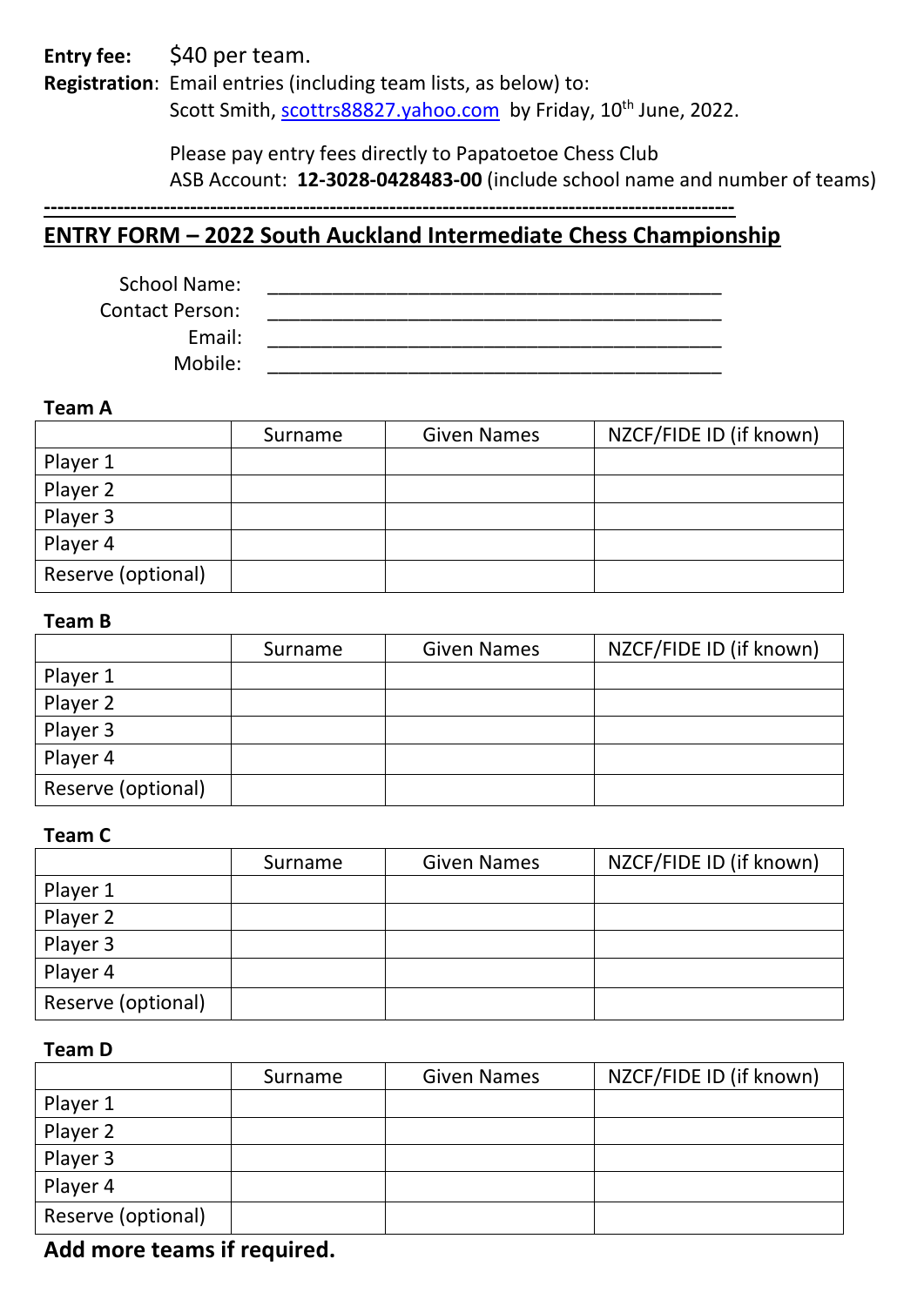**Entry fee:** $40 per team.

**Registration**: Email entries (including team lists, as below) to:
Scott Smith, [scottrs88827.yahoo.com](scottrs88827.yahoo.com) by Friday, 10th June, 2022.

Please pay entry fees directly to Papatoetoe Chess Club
ASB Account: **12-3028-0428483-00** (include school name and number of teams)

------------------------------------------------------------------------------------------------------------

## ENTRY FORM – 2022 South Auckland Intermediate Chess Championship

School Name: ___________________________________________

Contact Person: ___________________________________________

Email: ___________________________________________

Mobile: ___________________________________________

**Team A**

| | Surname | Given Names | NZCF/FIDE ID (if known) |
|---|---|---|---|
| Player 1 | | | |
| Player 2 | | | |
| Player 3 | | | |
| Player 4 | | | |
| Reserve (optional) | | | |

**Team B**

| | Surname | Given Names | NZCF/FIDE ID (if known) |
|---|---|---|---|
| Player 1 | | | |
| Player 2 | | | |
| Player 3 | | | |
| Player 4 | | | |
| Reserve (optional) | | | |

**Team C**

| | Surname | Given Names | NZCF/FIDE ID (if known) |
|---|---|---|---|
| Player 1 | | | |
| Player 2 | | | |
| Player 3 | | | |
| Player 4 | | | |
| Reserve (optional) | | | |

**Team D**

| | Surname | Given Names | NZCF/FIDE ID (if known) |
|---|---|---|---|
| Player 1 | | | |
| Player 2 | | | |
| Player 3 | | | |
| Player 4 | | | |
| Reserve (optional) | | | |

**Add more teams if required.**